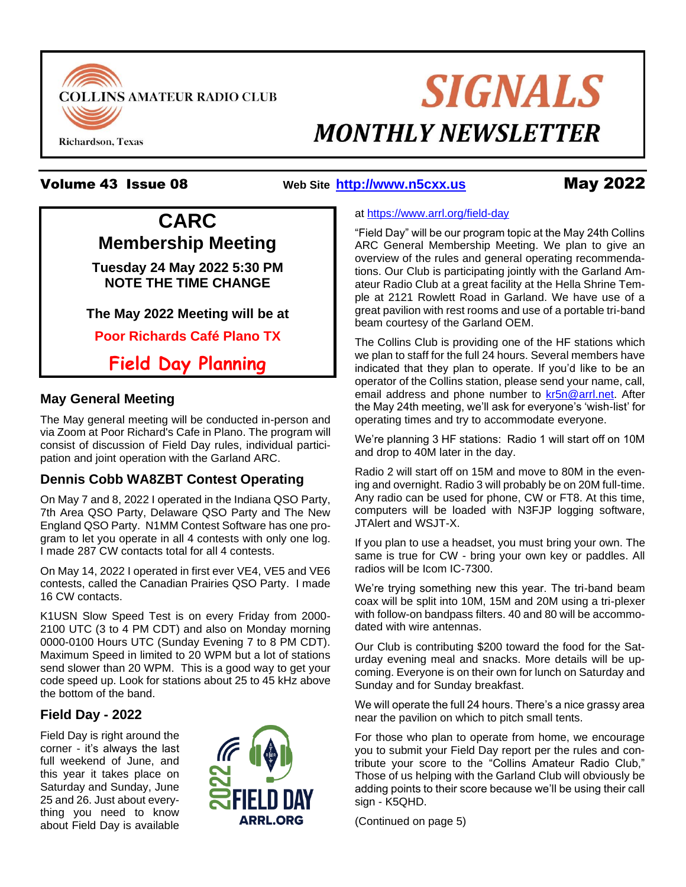COLLINS AMATEUR RADIO CLUB

Richardson, Texas

# SIGNALS

## MONTHLY NEWSLETTER

**Volume 43 Issue 08** **Web Site http://www.n5cxx.us** **May 2022**

## CARC Membership Meeting

**Tuesday 24 May 2022 5:30 PM**
**NOTE THE TIME CHANGE**

**The May 2022 Meeting will be at**

**Poor Richards Café Plano TX**

**Field Day Planning**

### May General Meeting

The May general meeting will be conducted in-person and via Zoom at Poor Richard's Cafe in Plano. The program will consist of discussion of Field Day rules, individual participation and joint operation with the Garland ARC.

### Dennis Cobb WA8ZBT Contest Operating

On May 7 and 8, 2022 I operated in the Indiana QSO Party, 7th Area QSO Party, Delaware QSO Party and The New England QSO Party. N1MM Contest Software has one program to let you operate in all 4 contests with only one log. I made 287 CW contacts total for all 4 contests.

On May 14, 2022 I operated in first ever VE4, VE5 and VE6 contests, called the Canadian Prairies QSO Party. I made 16 CW contacts.

K1USN Slow Speed Test is on every Friday from 2000-2100 UTC (3 to 4 PM CDT) and also on Monday morning 0000-0100 Hours UTC (Sunday Evening 7 to 8 PM CDT). Maximum Speed in limited to 20 WPM but a lot of stations send slower than 20 WPM. This is a good way to get your code speed up. Look for stations about 25 to 45 kHz above the bottom of the band.

### Field Day - 2022

Field Day is right around the corner - it's always the last full weekend of June, and this year it takes place on Saturday and Sunday, June 25 and 26. Just about everything you need to know about Field Day is available at https://www.arrl.org/field-day

2022 FIELD DAY ARRL.ORG

"Field Day" will be our program topic at the May 24th Collins ARC General Membership Meeting. We plan to give an overview of the rules and general operating recommendations. Our Club is participating jointly with the Garland Amateur Radio Club at a great facility at the Hella Shrine Temple at 2121 Rowlett Road in Garland. We have use of a great pavilion with rest rooms and use of a portable tri-band beam courtesy of the Garland OEM.

The Collins Club is providing one of the HF stations which we plan to staff for the full 24 hours. Several members have indicated that they plan to operate. If you'd like to be an operator of the Collins station, please send your name, call, email address and phone number to kr5n@arrl.net. After the May 24th meeting, we'll ask for everyone's 'wish-list' for operating times and try to accommodate everyone.

We're planning 3 HF stations: Radio 1 will start off on 10M and drop to 40M later in the day.

Radio 2 will start off on 15M and move to 80M in the evening and overnight. Radio 3 will probably be on 20M full-time. Any radio can be used for phone, CW or FT8. At this time, computers will be loaded with N3FJP logging software, JTAlert and WSJT-X.

If you plan to use a headset, you must bring your own. The same is true for CW - bring your own key or paddles. All radios will be Icom IC-7300.

We're trying something new this year. The tri-band beam coax will be split into 10M, 15M and 20M using a tri-plexer with follow-on bandpass filters. 40 and 80 will be accommodated with wire antennas.

Our Club is contributing $200 toward the food for the Saturday evening meal and snacks. More details will be upcoming. Everyone is on their own for lunch on Saturday and Sunday and for Sunday breakfast.

We will operate the full 24 hours. There's a nice grassy area near the pavilion on which to pitch small tents.

For those who plan to operate from home, we encourage you to submit your Field Day report per the rules and contribute your score to the "Collins Amateur Radio Club," Those of us helping with the Garland Club will obviously be adding points to their score because we'll be using their call sign - K5QHD.

(Continued on page 5)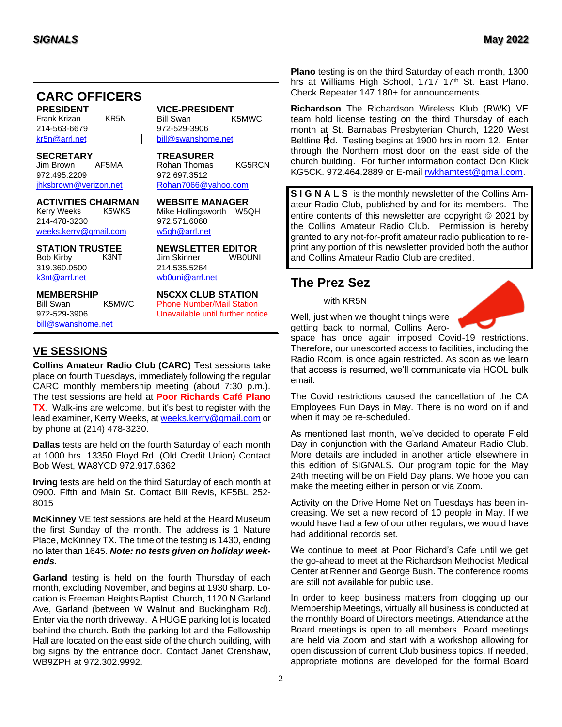## CARC OFFICERS

**PRESIDENT**
Frank Krizan KR5N
214-563-6679
kr5n@arrl.net

**VICE-PRESIDENT**
Bill Swan K5MWC
972-529-3906
bill@swanshome.net

**SECRETARY**
Jim Brown AF5MA
972.495.2209
jhksbrown@verizon.net

**TREASURER**
Rohan Thomas KG5RCN
972.697.3512
Rohan7066@yahoo.com

**ACTIVITIES CHAIRMAN**
Kerry Weeks K5WKS
214-478-3230
weeks.kerry@gmail.com

**WEBSITE MANAGER**
Mike Hollingsworth W5QH
972.571.6060
w5qh@arrl.net

**STATION TRUSTEE**
Bob Kirby K3NT
319.360.0500
k3nt@arrl.net

**NEWSLETTER EDITOR**
Jim Skinner WB0UNI
214.535.5264
wb0uni@arrl.net

**MEMBERSHIP**
Bill Swan K5MWC
972-529-3906
bill@swanshome.net

**N5CXX CLUB STATION**
Phone Number/Mail Station
Unavailable until further notice

## VE SESSIONS

**Collins Amateur Radio Club (CARC)** Test sessions take place on fourth Tuesdays, immediately following the regular CARC monthly membership meeting (about 7:30 p.m.). The test sessions are held at **Poor Richards Café Plano TX**. Walk-ins are welcome, but it's best to register with the lead examiner, Kerry Weeks, at weeks.kerry@gmail.com or by phone at (214) 478-3230.

**Dallas** tests are held on the fourth Saturday of each month at 1000 hrs. 13350 Floyd Rd. (Old Credit Union) Contact Bob West, WA8YCD 972.917.6362

**Irving** tests are held on the third Saturday of each month at 0900. Fifth and Main St. Contact Bill Revis, KF5BL 252-8015

**McKinney** VE test sessions are held at the Heard Museum the first Sunday of the month. The address is 1 Nature Place, McKinney TX. The time of the testing is 1430, ending no later than 1645. ***Note: no tests given on holiday weekends.***

**Garland** testing is held on the fourth Thursday of each month, excluding November, and begins at 1930 sharp. Location is Freeman Heights Baptist. Church, 1120 N Garland Ave, Garland (between W Walnut and Buckingham Rd). Enter via the north driveway. A HUGE parking lot is located behind the church. Both the parking lot and the Fellowship Hall are located on the east side of the church building, with big signs by the entrance door. Contact Janet Crenshaw, WB9ZPH at 972.302.9992.

**Plano** testing is on the third Saturday of each month, 1300 hrs at Williams High School, 1717 17th St. East Plano. Check Repeater 147.180+ for announcements.

**Richardson** The Richardson Wireless Klub (RWK) VE team hold license testing on the third Thursday of each month at St. Barnabas Presbyterian Church, 1220 West Beltline Rd. Testing begins at 1900 hrs in room 12. Enter through the Northern most door on the east side of the church building. For further information contact Don Klick KG5CK. 972.464.2889 or E-mail rwkhamtest@gmail.com.

**S I G N A L S** is the monthly newsletter of the Collins Amateur Radio Club, published by and for its members. The entire contents of this newsletter are copyright © 2021 by the Collins Amateur Radio Club. Permission is hereby granted to any not-for-profit amateur radio publication to reprint any portion of this newsletter provided both the author and Collins Amateur Radio Club are credited.

## The Prez Sez

with KR5N

Well, just when we thought things were getting back to normal, Collins Aerospace has once again imposed Covid-19 restrictions. Therefore, our unescorted access to facilities, including the Radio Room, is once again restricted. As soon as we learn that access is resumed, we'll communicate via HCOL bulk email.

The Covid restrictions caused the cancellation of the CA Employees Fun Days in May. There is no word on if and when it may be re-scheduled.

As mentioned last month, we've decided to operate Field Day in conjunction with the Garland Amateur Radio Club. More details are included in another article elsewhere in this edition of SIGNALS. Our program topic for the May 24th meeting will be on Field Day plans. We hope you can make the meeting either in person or via Zoom.

Activity on the Drive Home Net on Tuesdays has been increasing. We set a new record of 10 people in May. If we would have had a few of our other regulars, we would have had additional records set.

We continue to meet at Poor Richard's Cafe until we get the go-ahead to meet at the Richardson Methodist Medical Center at Renner and George Bush. The conference rooms are still not available for public use.

In order to keep business matters from clogging up our Membership Meetings, virtually all business is conducted at the monthly Board of Directors meetings. Attendance at the Board meetings is open to all members. Board meetings are held via Zoom and start with a workshop allowing for open discussion of current Club business topics. If needed, appropriate motions are developed for the formal Board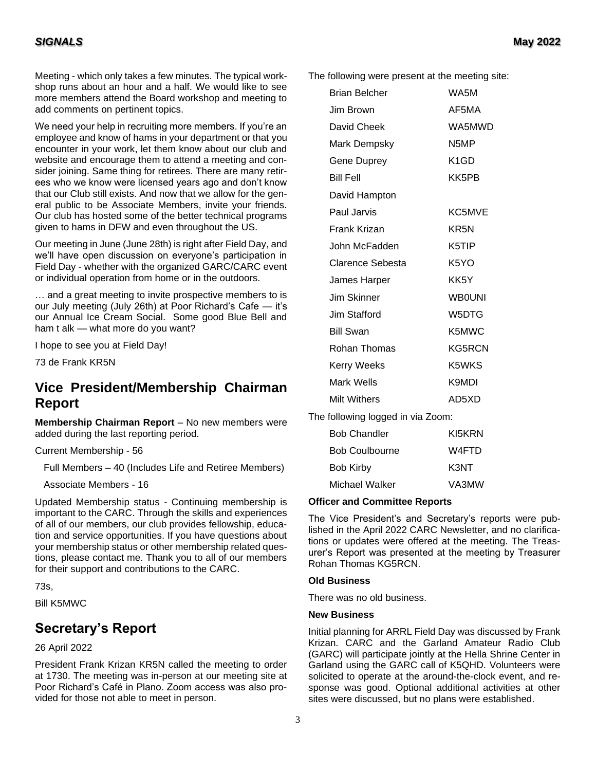Meeting - which only takes a few minutes. The typical workshop runs about an hour and a half. We would like to see more members attend the Board workshop and meeting to add comments on pertinent topics.

We need your help in recruiting more members. If you're an employee and know of hams in your department or that you encounter in your work, let them know about our club and website and encourage them to attend a meeting and consider joining. Same thing for retirees. There are many retirees who we know were licensed years ago and don't know that our Club still exists. And now that we allow for the general public to be Associate Members, invite your friends. Our club has hosted some of the better technical programs given to hams in DFW and even throughout the US.

Our meeting in June (June 28th) is right after Field Day, and we'll have open discussion on everyone's participation in Field Day - whether with the organized GARC/CARC event or individual operation from home or in the outdoors.

… and a great meeting to invite prospective members to is our July meeting (July 26th) at Poor Richard's Cafe — it's our Annual Ice Cream Social. Some good Blue Bell and ham t alk — what more do you want?

I hope to see you at Field Day!

73 de Frank KR5N

## Vice President/Membership Chairman Report

**Membership Chairman Report** – No new members were added during the last reporting period.

Current Membership - 56

Full Members – 40 (Includes Life and Retiree Members)

Associate Members - 16

Updated Membership status - Continuing membership is important to the CARC. Through the skills and experiences of all of our members, our club provides fellowship, education and service opportunities. If you have questions about your membership status or other membership related questions, please contact me. Thank you to all of our members for their support and contributions to the CARC.

73s,

Bill K5MWC

## Secretary's Report

26 April 2022

President Frank Krizan KR5N called the meeting to order at 1730. The meeting was in-person at our meeting site at Poor Richard's Café in Plano. Zoom access was also provided for those not able to meet in person.

The following were present at the meeting site:

| | |
|---|---|
| Brian Belcher | WA5M |
| Jim Brown | AF5MA |
| David Cheek | WA5MWD |
| Mark Dempsky | N5MP |
| Gene Duprey | K1GD |
| Bill Fell | KK5PB |
| David Hampton | |
| Paul Jarvis | KC5MVE |
| Frank Krizan | KR5N |
| John McFadden | K5TIP |
| Clarence Sebesta | K5YO |
| James Harper | KK5Y |
| Jim Skinner | WB0UNI |
| Jim Stafford | W5DTG |
| Bill Swan | K5MWC |
| Rohan Thomas | KG5RCN |
| Kerry Weeks | K5WKS |
| Mark Wells | K9MDI |
| Milt Withers | AD5XD |

The following logged in via Zoom:

| | |
|---|---|
| Bob Chandler | KI5KRN |
| Bob Coulbourne | W4FTD |
| Bob Kirby | K3NT |
| Michael Walker | VA3MW |

**Officer and Committee Reports**

The Vice President's and Secretary's reports were published in the April 2022 CARC Newsletter, and no clarifications or updates were offered at the meeting. The Treasurer's Report was presented at the meeting by Treasurer Rohan Thomas KG5RCN.

**Old Business**

There was no old business.

**New Business**

Initial planning for ARRL Field Day was discussed by Frank Krizan. CARC and the Garland Amateur Radio Club (GARC) will participate jointly at the Hella Shrine Center in Garland using the GARC call of K5QHD. Volunteers were solicited to operate at the around-the-clock event, and response was good. Optional additional activities at other sites were discussed, but no plans were established.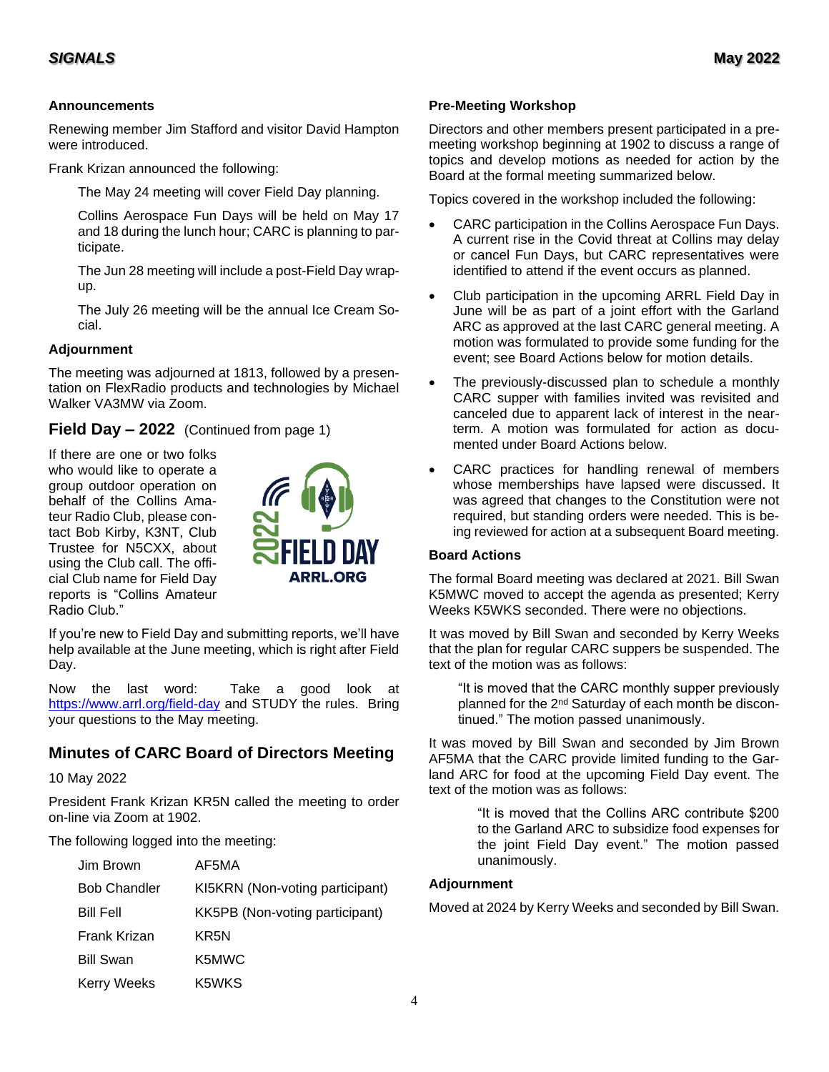### Announcements

Renewing member Jim Stafford and visitor David Hampton were introduced.

Frank Krizan announced the following:

> The May 24 meeting will cover Field Day planning.
>
> Collins Aerospace Fun Days will be held on May 17 and 18 during the lunch hour; CARC is planning to participate.
>
> The Jun 28 meeting will include a post-Field Day wrap-up.
>
> The July 26 meeting will be the annual Ice Cream Social.

### Adjournment

The meeting was adjourned at 1813, followed by a presentation on FlexRadio products and technologies by Michael Walker VA3MW via Zoom.

## Field Day – 2022 (Continued from page 1)

If there are one or two folks who would like to operate a group outdoor operation on behalf of the Collins Amateur Radio Club, please contact Bob Kirby, K3NT, Club Trustee for N5CXX, about using the Club call. The official Club name for Field Day reports is "Collins Amateur Radio Club."

2022 FIELD DAY
ARRL.ORG

If you're new to Field Day and submitting reports, we'll have help available at the June meeting, which is right after Field Day.

Now the last word: Take a good look at https://www.arrl.org/field-day and STUDY the rules. Bring your questions to the May meeting.

## Minutes of CARC Board of Directors Meeting

10 May 2022

President Frank Krizan KR5N called the meeting to order on-line via Zoom at 1902.

The following logged into the meeting:

| | |
|---|---|
| Jim Brown | AF5MA |
| Bob Chandler | KI5KRN (Non-voting participant) |
| Bill Fell | KK5PB (Non-voting participant) |
| Frank Krizan | KR5N |
| Bill Swan | K5MWC |
| Kerry Weeks | K5WKS |

### Pre-Meeting Workshop

Directors and other members present participated in a pre-meeting workshop beginning at 1902 to discuss a range of topics and develop motions as needed for action by the Board at the formal meeting summarized below.

Topics covered in the workshop included the following:

- CARC participation in the Collins Aerospace Fun Days. A current rise in the Covid threat at Collins may delay or cancel Fun Days, but CARC representatives were identified to attend if the event occurs as planned.
- Club participation in the upcoming ARRL Field Day in June will be as part of a joint effort with the Garland ARC as approved at the last CARC general meeting. A motion was formulated to provide some funding for the event; see Board Actions below for motion details.
- The previously-discussed plan to schedule a monthly CARC supper with families invited was revisited and canceled due to apparent lack of interest in the near-term. A motion was formulated for action as documented under Board Actions below.
- CARC practices for handling renewal of members whose memberships have lapsed were discussed. It was agreed that changes to the Constitution were not required, but standing orders were needed. This is being reviewed for action at a subsequent Board meeting.

### Board Actions

The formal Board meeting was declared at 2021. Bill Swan K5MWC moved to accept the agenda as presented; Kerry Weeks K5WKS seconded. There were no objections.

It was moved by Bill Swan and seconded by Kerry Weeks that the plan for regular CARC suppers be suspended. The text of the motion was as follows:

> "It is moved that the CARC monthly supper previously planned for the 2nd Saturday of each month be discontinued." The motion passed unanimously.

It was moved by Bill Swan and seconded by Jim Brown AF5MA that the CARC provide limited funding to the Garland ARC for food at the upcoming Field Day event. The text of the motion was as follows:

> "It is moved that the Collins ARC contribute $200 to the Garland ARC to subsidize food expenses for the joint Field Day event." The motion passed unanimously.

### Adjournment

Moved at 2024 by Kerry Weeks and seconded by Bill Swan.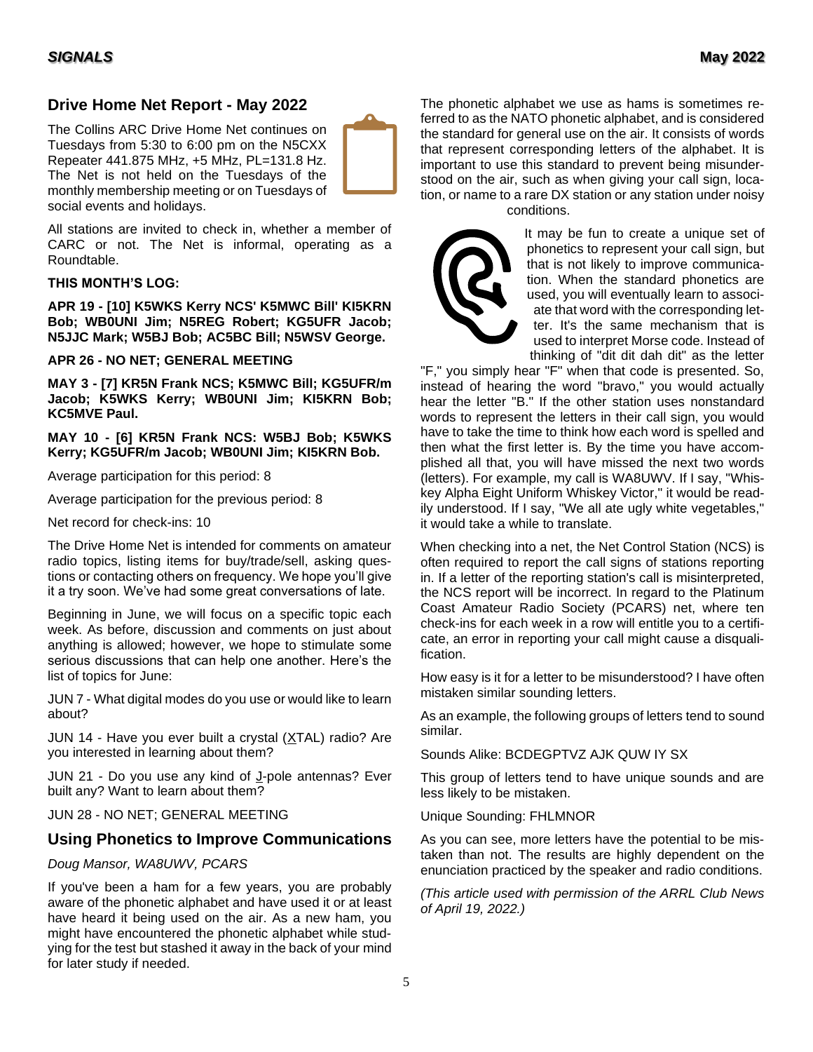## Drive Home Net Report - May 2022

The Collins ARC Drive Home Net continues on Tuesdays from 5:30 to 6:00 pm on the N5CXX Repeater 441.875 MHz, +5 MHz, PL=131.8 Hz. The Net is not held on the Tuesdays of the monthly membership meeting or on Tuesdays of social events and holidays.

All stations are invited to check in, whether a member of CARC or not. The Net is informal, operating as a Roundtable.

**THIS MONTH'S LOG:**

**APR 19 - [10] K5WKS Kerry NCS' K5MWC Bill' KI5KRN Bob; WB0UNI Jim; N5REG Robert; KG5UFR Jacob; N5JJC Mark; W5BJ Bob; AC5BC Bill; N5WSV George.**

**APR 26 - NO NET; GENERAL MEETING**

**MAY 3 - [7] KR5N Frank NCS; K5MWC Bill; KG5UFR/m Jacob; K5WKS Kerry; WB0UNI Jim; KI5KRN Bob; KC5MVE Paul.**

**MAY 10 - [6] KR5N Frank NCS: W5BJ Bob; K5WKS Kerry; KG5UFR/m Jacob; WB0UNI Jim; KI5KRN Bob.**

Average participation for this period: 8

Average participation for the previous period: 8

Net record for check-ins: 10

The Drive Home Net is intended for comments on amateur radio topics, listing items for buy/trade/sell, asking questions or contacting others on frequency. We hope you'll give it a try soon. We've had some great conversations of late.

Beginning in June, we will focus on a specific topic each week. As before, discussion and comments on just about anything is allowed; however, we hope to stimulate some serious discussions that can help one another. Here's the list of topics for June:

JUN 7 - What digital modes do you use or would like to learn about?

JUN 14 - Have you ever built a crystal (XTAL) radio? Are you interested in learning about them?

JUN 21 - Do you use any kind of J-pole antennas? Ever built any? Want to learn about them?

JUN 28 - NO NET; GENERAL MEETING

## Using Phonetics to Improve Communications

*Doug Mansor, WA8UWV, PCARS*

If you've been a ham for a few years, you are probably aware of the phonetic alphabet and have used it or at least have heard it being used on the air. As a new ham, you might have encountered the phonetic alphabet while studying for the test but stashed it away in the back of your mind for later study if needed.

The phonetic alphabet we use as hams is sometimes referred to as the NATO phonetic alphabet, and is considered the standard for general use on the air. It consists of words that represent corresponding letters of the alphabet. It is important to use this standard to prevent being misunderstood on the air, such as when giving your call sign, location, or name to a rare DX station or any station under noisy conditions.

It may be fun to create a unique set of phonetics to represent your call sign, but that is not likely to improve communication. When the standard phonetics are used, you will eventually learn to associate that word with the corresponding letter. It's the same mechanism that is used to interpret Morse code. Instead of thinking of "dit dit dah dit" as the letter "F," you simply hear "F" when that code is presented. So, instead of hearing the word "bravo," you would actually hear the letter "B." If the other station uses nonstandard words to represent the letters in their call sign, you would have to take the time to think how each word is spelled and then what the first letter is. By the time you have accomplished all that, you will have missed the next two words (letters). For example, my call is WA8UWV. If I say, "Whiskey Alpha Eight Uniform Whiskey Victor," it would be readily understood. If I say, "We all ate ugly white vegetables," it would take a while to translate.

When checking into a net, the Net Control Station (NCS) is often required to report the call signs of stations reporting in. If a letter of the reporting station's call is misinterpreted, the NCS report will be incorrect. In regard to the Platinum Coast Amateur Radio Society (PCARS) net, where ten check-ins for each week in a row will entitle you to a certificate, an error in reporting your call might cause a disqualification.

How easy is it for a letter to be misunderstood? I have often mistaken similar sounding letters.

As an example, the following groups of letters tend to sound similar.

Sounds Alike: BCDEGPTVZ AJK QUW IY SX

This group of letters tend to have unique sounds and are less likely to be mistaken.

Unique Sounding: FHLMNOR

As you can see, more letters have the potential to be mistaken than not. The results are highly dependent on the enunciation practiced by the speaker and radio conditions.

*(This article used with permission of the ARRL Club News of April 19, 2022.)*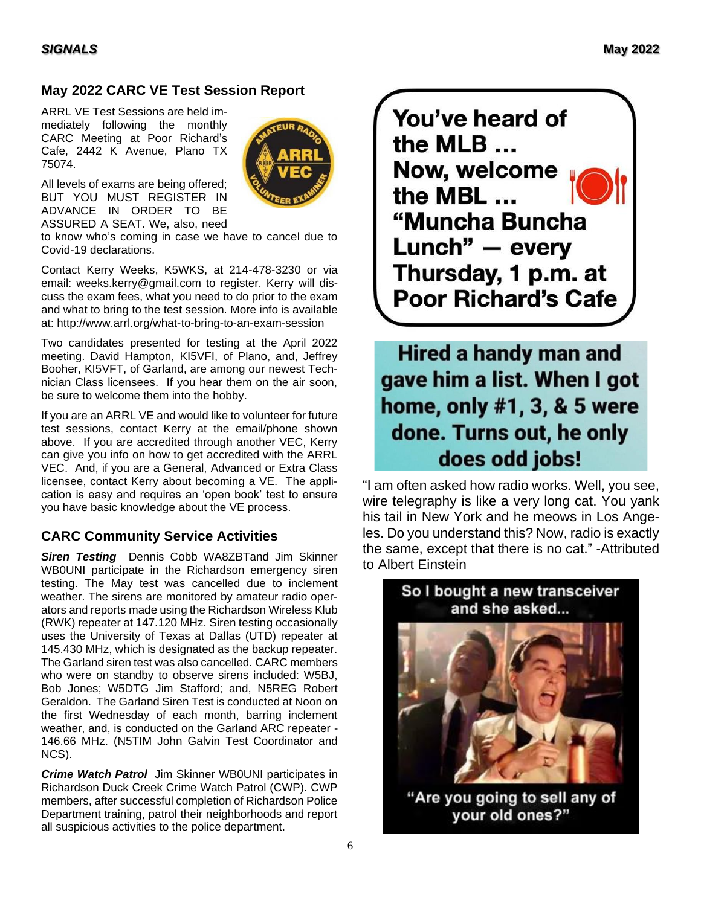## May 2022 CARC VE Test Session Report

ARRL VE Test Sessions are held immediately following the monthly CARC Meeting at Poor Richard's Cafe, 2442 K Avenue, Plano TX 75074.

All levels of exams are being offered; BUT YOU MUST REGISTER IN ADVANCE IN ORDER TO BE ASSURED A SEAT. We, also, need to know who's coming in case we have to cancel due to Covid-19 declarations.

Contact Kerry Weeks, K5WKS, at 214-478-3230 or via email: weeks.kerry@gmail.com to register. Kerry will discuss the exam fees, what you need to do prior to the exam and what to bring to the test session. More info is available at: http://www.arrl.org/what-to-bring-to-an-exam-session

Two candidates presented for testing at the April 2022 meeting. David Hampton, KI5VFI, of Plano, and, Jeffrey Booher, KI5VFT, of Garland, are among our newest Technician Class licensees. If you hear them on the air soon, be sure to welcome them into the hobby.

If you are an ARRL VE and would like to volunteer for future test sessions, contact Kerry at the email/phone shown above. If you are accredited through another VEC, Kerry can give you info on how to get accredited with the ARRL VEC. And, if you are a General, Advanced or Extra Class licensee, contact Kerry about becoming a VE. The application is easy and requires an 'open book' test to ensure you have basic knowledge about the VE process.

## CARC Community Service Activities

***Siren Testing*** Dennis Cobb WA8ZBTand Jim Skinner WB0UNI participate in the Richardson emergency siren testing. The May test was cancelled due to inclement weather. The sirens are monitored by amateur radio operators and reports made using the Richardson Wireless Klub (RWK) repeater at 147.120 MHz. Siren testing occasionally uses the University of Texas at Dallas (UTD) repeater at 145.430 MHz, which is designated as the backup repeater. The Garland siren test was also cancelled. CARC members who were on standby to observe sirens included: W5BJ, Bob Jones; W5DTG Jim Stafford; and, N5REG Robert Geraldon. The Garland Siren Test is conducted at Noon on the first Wednesday of each month, barring inclement weather, and, is conducted on the Garland ARC repeater - 146.66 MHz. (N5TIM John Galvin Test Coordinator and NCS).

***Crime Watch Patrol*** Jim Skinner WB0UNI participates in Richardson Duck Creek Crime Watch Patrol (CWP). CWP members, after successful completion of Richardson Police Department training, patrol their neighborhoods and report all suspicious activities to the police department.

**You've heard of the MLB … Now, welcome the MBL … "Muncha Buncha Lunch" — every Thursday, 1 p.m. at Poor Richard's Cafe**

**Hired a handy man and gave him a list. When I got home, only #1, 3, & 5 were done. Turns out, he only does odd jobs!**

"I am often asked how radio works. Well, you see, wire telegraphy is like a very long cat. You yank his tail in New York and he meows in Los Angeles. Do you understand this? Now, radio is exactly the same, except that there is no cat." -Attributed to Albert Einstein

**So I bought a new transceiver and she asked...**

**"Are you going to sell any of your old ones?"**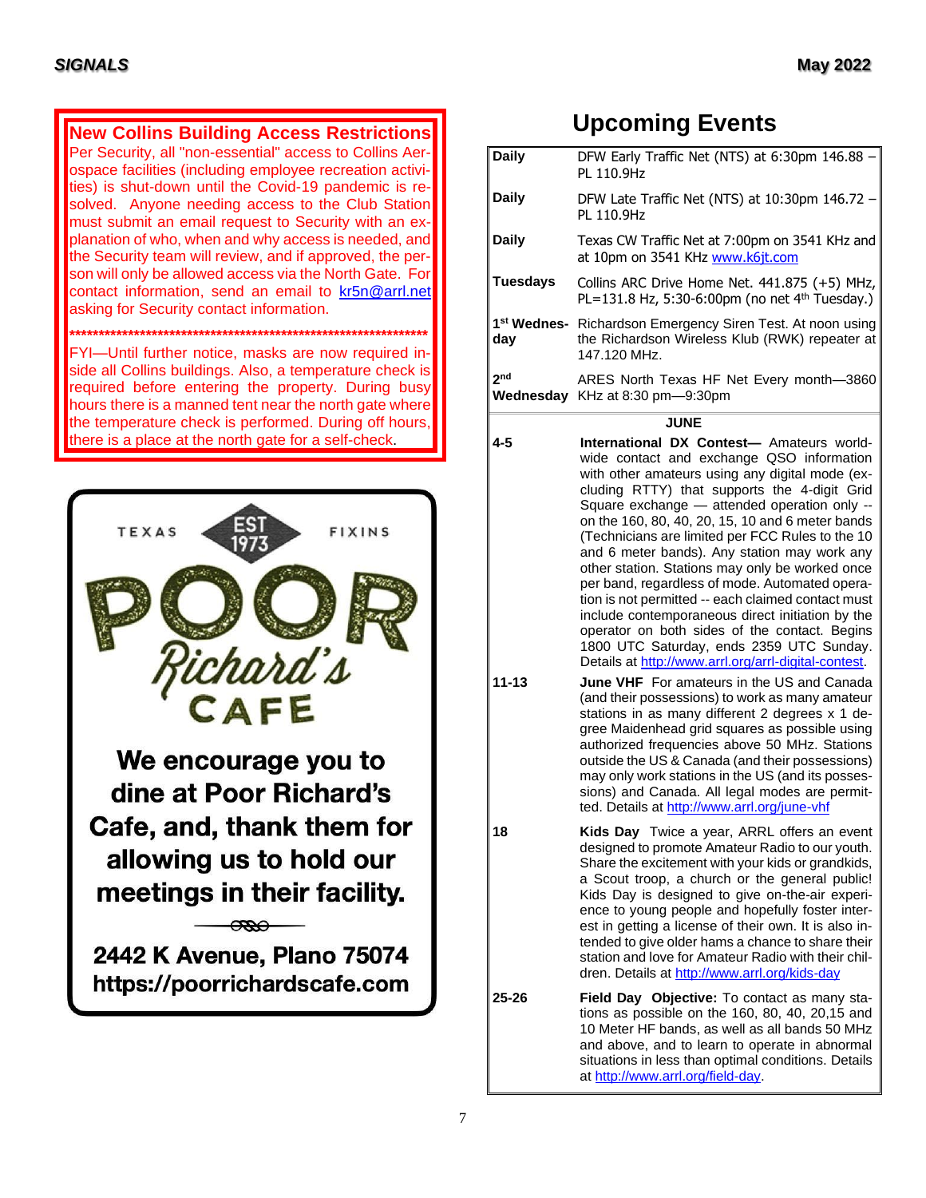## New Collins Building Access Restrictions

Per Security, all "non-essential" access to Collins Aerospace facilities (including employee recreation activities) is shut-down until the Covid-19 pandemic is resolved. Anyone needing access to the Club Station must submit an email request to Security with an explanation of who, when and why access is needed, and the Security team will review, and if approved, the person will only be allowed access via the North Gate. For contact information, send an email to kr5n@arrl.net asking for Security contact information.

**************************************************************

FYI—Until further notice, masks are now required inside all Collins buildings. Also, a temperature check is required before entering the property. During busy hours there is a manned tent near the north gate where the temperature check is performed. During off hours, there is a place at the north gate for a self-check.

TEXAS EST 1973 FIXINS

POOR Richard's CAFE

**We encourage you to dine at Poor Richard's Cafe, and thank them for allowing us to hold our meetings in their facility.**

**2442 K Avenue, Plano 75074**
**https://poorrichardscafe.com**

# Upcoming Events

| | |
|---|---|
| **Daily** | DFW Early Traffic Net (NTS) at 6:30pm 146.88 – PL 110.9Hz |
| **Daily** | DFW Late Traffic Net (NTS) at 10:30pm 146.72 – PL 110.9Hz |
| **Daily** | Texas CW Traffic Net at 7:00pm on 3541 KHz and at 10pm on 3541 KHz www.k6jt.com |
| **Tuesdays** | Collins ARC Drive Home Net. 441.875 (+5) MHz, PL=131.8 Hz, 5:30-6:00pm (no net 4th Tuesday.) |
| **1st Wednesday** | Richardson Emergency Siren Test. At noon using the Richardson Wireless Klub (RWK) repeater at 147.120 MHz. |
| **2nd Wednesday** | ARES North Texas HF Net Every month—3860 KHz at 8:30 pm—9:30pm |
| | **JUNE** |
| **4-5** | **International DX Contest—** Amateurs worldwide contact and exchange QSO information with other amateurs using any digital mode (excluding RTTY) that supports the 4-digit Grid Square exchange — attended operation only -- on the 160, 80, 40, 20, 15, 10 and 6 meter bands (Technicians are limited per FCC Rules to the 10 and 6 meter bands). Any station may work any other station. Stations may only be worked once per band, regardless of mode. Automated operation is not permitted -- each claimed contact must include contemporaneous direct initiation by the operator on both sides of the contact. Begins 1800 UTC Saturday, ends 2359 UTC Sunday. Details at http://www.arrl.org/arrl-digital-contest. |
| **11-13** | **June VHF** For amateurs in the US and Canada (and their possessions) to work as many amateur stations in as many different 2 degrees x 1 degree Maidenhead grid squares as possible using authorized frequencies above 50 MHz. Stations outside the US & Canada (and their possessions) may only work stations in the US (and its possessions) and Canada. All legal modes are permitted. Details at http://www.arrl.org/june-vhf |
| **18** | **Kids Day** Twice a year, ARRL offers an event designed to promote Amateur Radio to our youth. Share the excitement with your kids or grandkids, a Scout troop, a church or the general public! Kids Day is designed to give on-the-air experience to young people and hopefully foster interest in getting a license of their own. It is also intended to give older hams a chance to share their station and love for Amateur Radio with their children. Details at http://www.arrl.org/kids-day |
| **25-26** | **Field Day Objective:** To contact as many stations as possible on the 160, 80, 40, 20,15 and 10 Meter HF bands, as well as all bands 50 MHz and above, and to learn to operate in abnormal situations in less than optimal conditions. Details at http://www.arrl.org/field-day. |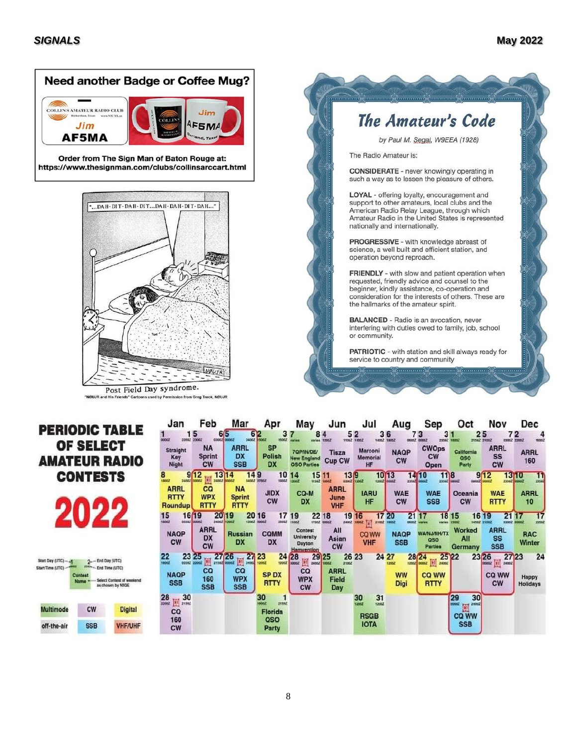## Need another Badge or Coffee Mug?

COLLINS AMATEUR RADIO CLUB
Jim
AF5MA

Order from The Sign Man of Baton Rouge at:
https://www.thesignman.com/clubs/collinsarccart.html

"...DAH-DIT-DAH-DIT...DAH-DAH-DIT-DAH..."

Post Field Day syndrome.

"NØUJR and His Friends" Cartoons used by Permission from Greg Trook, NØUJR

# The Amateur's Code

*by Paul M. Segal, W9EEA (1928)*

The Radio Amateur is:

**CONSIDERATE** - never knowingly operating in such a way as to lessen the pleasure of others.

**LOYAL** - offering loyalty, encouragement and support to other amateurs, local clubs and the American Radio Relay League, through which Amateur Radio in the United States is represented nationally and internationally.

**PROGRESSIVE** - with knowledge abreast of science, a well built and efficient station, and operation beyond reproach.

**FRIENDLY** - with slow and patient operation when requested, friendly advice and counsel to the beginner, kindly assistance, co-operation and consideration for the interests of others. These are the hallmarks of the amateur spirit.

**BALANCED** - Radio is an avocation, never interfering with duties owed to family, job, school or community.

**PATRIOTIC** - with station and skill always ready for service to country and community

# PERIODIC TABLE OF SELECT AMATEUR RADIO CONTESTS 2022

Legend: Start Day (UTC) / End Day (UTC) / Start Time (UTC) / End Time (UTC) / Contest Name / Select Contest of weekend as chosen by N9QE

Multimode | CW | Digital | off-the-air | SSB | VHF/UHF

| Jan | Feb | Mar | Apr | May | Jun | Jul | Aug | Sep | Oct | Nov | Dec |
|---|---|---|---|---|---|---|---|---|---|---|---|
| 1–1 Straight Key Night | 5–6 NA Sprint CW | 5–6 ARRL DX SSB | 2–3 SP Polish DX | 7–8 7QP/IN/DE/ New England QSO Parties | 4–5 Tisza Cup CW | 2–3 Marconi Memorial HF | 6–7 NAQP CW | 3–3 CWOps CW Open | 1–2 California QSO Party | 5–7 ARRL SS CW | 2–4 ARRL 160 |
| 8–9 ARRL RTTY Roundup | 12–13 CQ WPX RTTY | 14–14 NA Sprint RTTY | 9–10 JIDX CW | 14–15 CQ-M DX | 11–13 ARRL June VHF | 9–10 IARU HF | 13–14 WAE CW | 10–11 WAE SSB | 8–9 Oceania CW | 12–13 WAE RTTY | 10–11 ARRL 10 |
| 15–16 NAQP CW | 19–20 ARRL DX CW | 19–20 Russian DX | 16–17 CQMM DX | 19–22 Contest University Dayton Hamvention | 18–19 All Asian CW | 16–17 CQ WW VHF | 20–21 NAQP SSB | 17–18 WA/NJ/NH/TX QSO Parties | 15–16 Worked All Germany | 19–21 ARRL SS SSB | 17–17 RAC Winter |
| 22–23 NAQP SSB | 25–27 CQ 160 SSB | 26–27 CQ WPX SSB | 23–24 SP DX RTTY | 28–29 CQ WPX CW | 25–26 ARRL Field Day | 23–24 | 27–28 WW Digi | 24–25 CQ WW RTTY | 22–23 | 26–27 CQ WW CW | 23–24 Happy Holidays |
| 28–30 CQ 160 CW | | | 30–1 Florida QSO Party | | | 30–31 RSGB IOTA | | | 29–30 CQ WW SSB | | |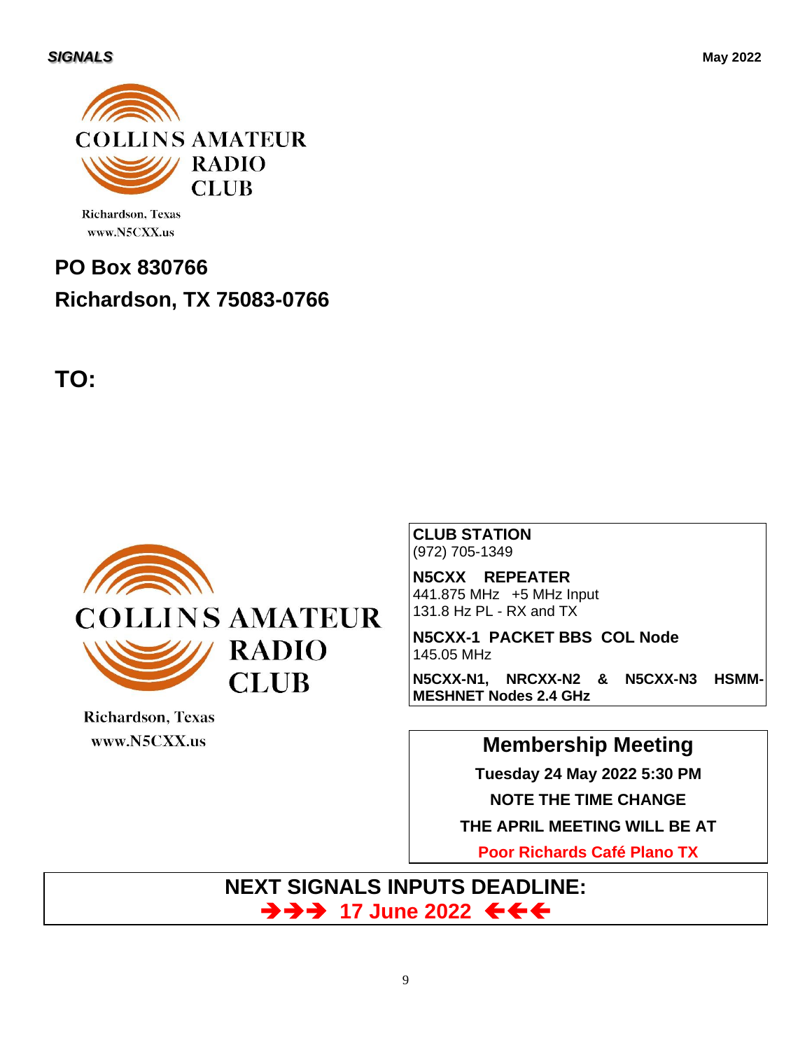COLLINS AMATEUR RADIO CLUB

Richardson, Texas
www.N5CXX.us

**PO Box 830766**
**Richardson, TX 75083-0766**

**TO:**

COLLINS AMATEUR RADIO CLUB

Richardson, Texas
www.N5CXX.us

**CLUB STATION**
(972) 705-1349

**N5CXX REPEATER**
441.875 MHz +5 MHz Input
131.8 Hz PL - RX and TX

**N5CXX-1 PACKET BBS COL Node**
145.05 MHz

**N5CXX-N1, NRCXX-N2 & N5CXX-N3 HSMM-MESHNET Nodes 2.4 GHz**

## Membership Meeting

**Tuesday 24 May 2022 5:30 PM**

**NOTE THE TIME CHANGE**

**THE APRIL MEETING WILL BE AT**

**Poor Richards Café Plano TX**

## NEXT SIGNALS INPUTS DEADLINE:

**➔➔➔ 17 June 2022 ←←←**